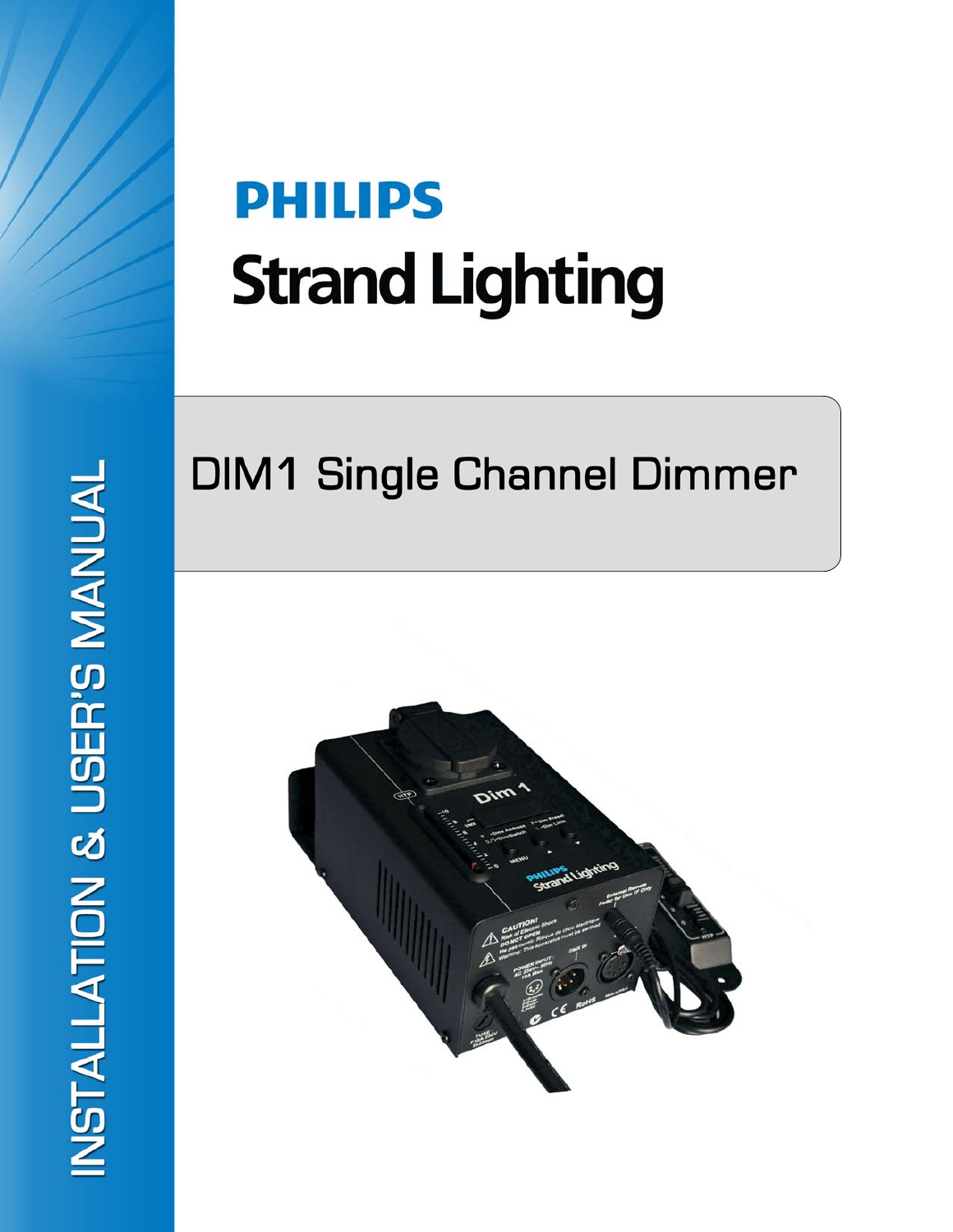INSTALLATION & USER'S MANUAL

PHILIPS

# Strand Lighting

## DIM1 Single Channel Dimmer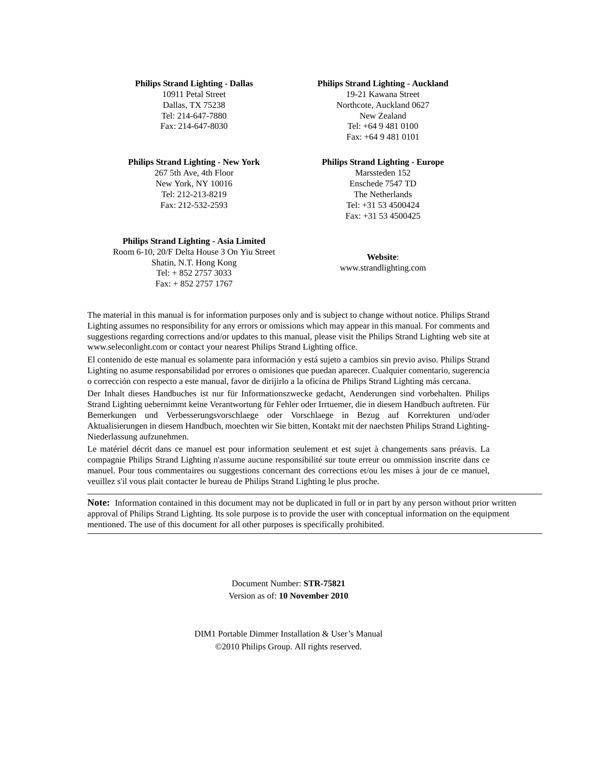**Philips Strand Lighting - Dallas**
10911 Petal Street
Dallas, TX 75238
Tel: 214-647-7880
Fax: 214-647-8030

**Philips Strand Lighting - Auckland**
19-21 Kawana Street
Northcote, Auckland 0627
New Zealand
Tel: +64 9 481 0100
Fax: +64 9 481 0101

**Philips Strand Lighting - New York**
267 5th Ave, 4th Floor
New York, NY 10016
Tel: 212-213-8219
Fax: 212-532-2593

**Philips Strand Lighting - Europe**
Marssteden 152
Enschede 7547 TD
The Netherlands
Tel: +31 53 4500424
Fax: +31 53 4500425

**Philips Strand Lighting - Asia Limited**
Room 6-10, 20/F Delta House 3 On Yiu Street
Shatin, N.T. Hong Kong
Tel: + 852 2757 3033
Fax: + 852 2757 1767

**Website**:
www.strandlighting.com

The material in this manual is for information purposes only and is subject to change without notice. Philips Strand Lighting assumes no responsibility for any errors or omissions which may appear in this manual. For comments and suggestions regarding corrections and/or updates to this manual, please visit the Philips Strand Lighting web site at www.seleconlight.com or contact your nearest Philips Strand Lighting office.

El contenido de este manual es solamente para información y está sujeto a cambios sin previo aviso. Philips Strand Lighting no asume responsabilidad por errores o omisiones que puedan aparecer. Cualquier comentario, sugerencia o corrección con respecto a este manual, favor de dirijirlo a la oficina de Philips Strand Lighting más cercana.

Der Inhalt dieses Handbuches ist nur für Informationszwecke gedacht, Aenderungen sind vorbehalten. Philips Strand Lighting uebernimmt keine Verantwortung für Fehler oder Irrtuemer, die in diesem Handbuch auftreten. Für Bemerkungen und Verbesserungsvorschlaege oder Vorschlaege in Bezug auf Korrekturen und/oder Aktualisierungen in diesem Handbuch, moechten wir Sie bitten, Kontakt mit der naechsten Philips Strand Lighting-Niederlassung aufzunehmen.

Le matériel décrit dans ce manuel est pour information seulement et est sujet à changements sans préavis. La compagnie Philips Strand Lighting n'assume aucune responsibilité sur toute erreur ou ommission inscrite dans ce manuel. Pour tous commentaires ou suggestions concernant des corrections et/ou les mises à jour de ce manuel, veuillez s'il vous plait contacter le bureau de Philips Strand Lighting le plus proche.

---

**Note:** Information contained in this document may not be duplicated in full or in part by any person without prior written approval of Philips Strand Lighting. Its sole purpose is to provide the user with conceptual information on the equipment mentioned. The use of this document for all other purposes is specifically prohibited.

---

Document Number: **STR-75821**
Version as of: **10 November 2010**

DIM1 Portable Dimmer Installation & User's Manual
©2010 Philips Group. All rights reserved.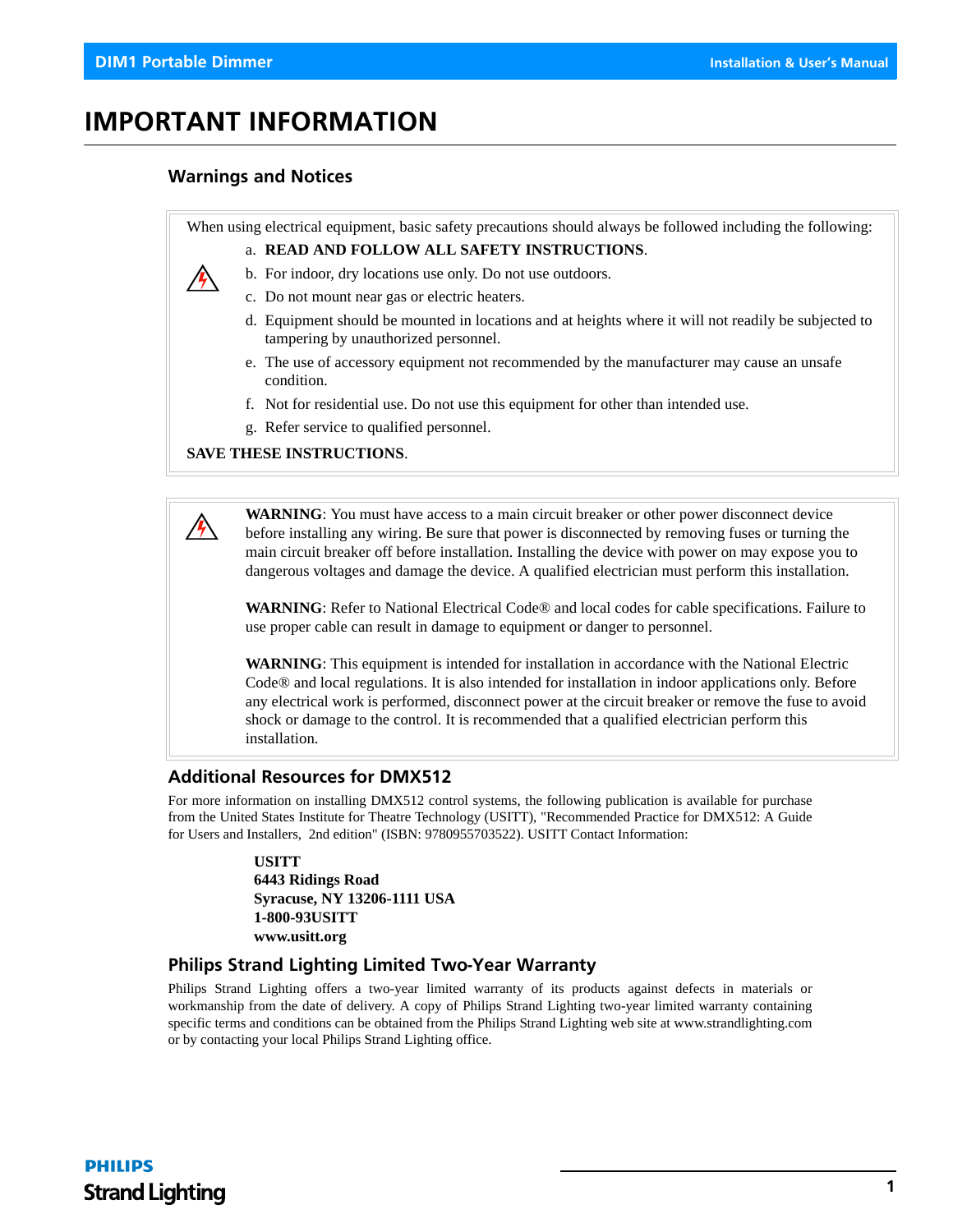# IMPORTANT INFORMATION

### Warnings and Notices

When using electrical equipment, basic safety precautions should always be followed including the following:

a. **READ AND FOLLOW ALL SAFETY INSTRUCTIONS**.

b. For indoor, dry locations use only. Do not use outdoors.

c. Do not mount near gas or electric heaters.

d. Equipment should be mounted in locations and at heights where it will not readily be subjected to tampering by unauthorized personnel.

e. The use of accessory equipment not recommended by the manufacturer may cause an unsafe condition.

f. Not for residential use. Do not use this equipment for other than intended use.

g. Refer service to qualified personnel.

**SAVE THESE INSTRUCTIONS**.

**WARNING**: You must have access to a main circuit breaker or other power disconnect device before installing any wiring. Be sure that power is disconnected by removing fuses or turning the main circuit breaker off before installation. Installing the device with power on may expose you to dangerous voltages and damage the device. A qualified electrician must perform this installation.

**WARNING**: Refer to National Electrical Code® and local codes for cable specifications. Failure to use proper cable can result in damage to equipment or danger to personnel.

**WARNING**: This equipment is intended for installation in accordance with the National Electric Code® and local regulations. It is also intended for installation in indoor applications only. Before any electrical work is performed, disconnect power at the circuit breaker or remove the fuse to avoid shock or damage to the control. It is recommended that a qualified electrician perform this installation.

### Additional Resources for DMX512

For more information on installing DMX512 control systems, the following publication is available for purchase from the United States Institute for Theatre Technology (USITT), "Recommended Practice for DMX512: A Guide for Users and Installers, 2nd edition" (ISBN: 9780955703522). USITT Contact Information:

**USITT**
**6443 Ridings Road**
**Syracuse, NY 13206-1111 USA**
**1-800-93USITT**
**www.usitt.org**

### Philips Strand Lighting Limited Two-Year Warranty

Philips Strand Lighting offers a two-year limited warranty of its products against defects in materials or workmanship from the date of delivery. A copy of Philips Strand Lighting two-year limited warranty containing specific terms and conditions can be obtained from the Philips Strand Lighting web site at www.strandlighting.com or by contacting your local Philips Strand Lighting office.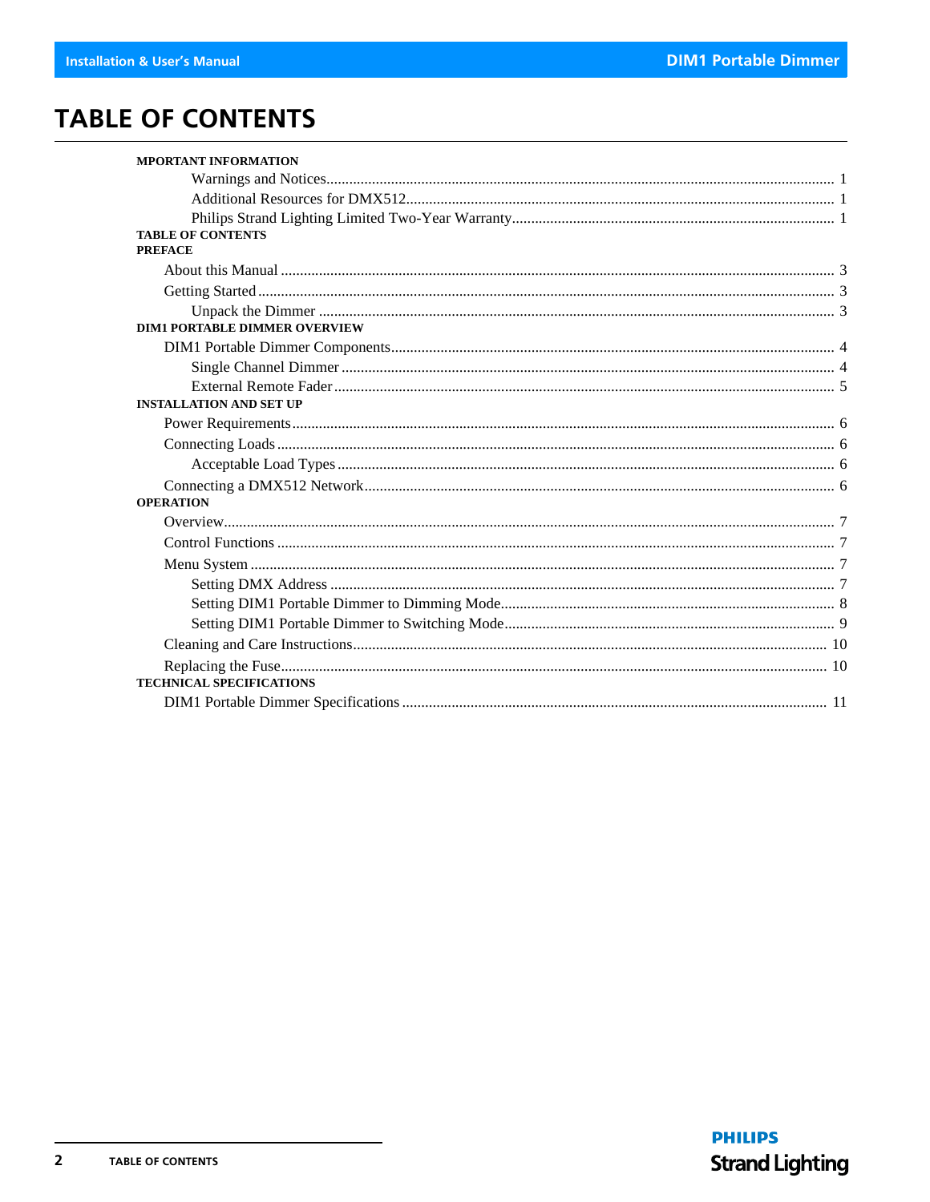# TABLE OF CONTENTS

**MPORTANT INFORMATION**

- Warnings and Notices .......... 1
- Additional Resources for DMX512 .......... 1
- Philips Strand Lighting Limited Two-Year Warranty .......... 1

**TABLE OF CONTENTS**

**PREFACE**

- About this Manual .......... 3
- Getting Started .......... 3
  - Unpack the Dimmer .......... 3

**DIM1 PORTABLE DIMMER OVERVIEW**

- DIM1 Portable Dimmer Components .......... 4
  - Single Channel Dimmer .......... 4
  - External Remote Fader .......... 5

**INSTALLATION AND SET UP**

- Power Requirements .......... 6
- Connecting Loads .......... 6
  - Acceptable Load Types .......... 6
- Connecting a DMX512 Network .......... 6

**OPERATION**

- Overview .......... 7
- Control Functions .......... 7
- Menu System .......... 7
  - Setting DMX Address .......... 7
  - Setting DIM1 Portable Dimmer to Dimming Mode .......... 8
  - Setting DIM1 Portable Dimmer to Switching Mode .......... 9
- Cleaning and Care Instructions .......... 10
- Replacing the Fuse .......... 10

**TECHNICAL SPECIFICATIONS**

- DIM1 Portable Dimmer Specifications .......... 11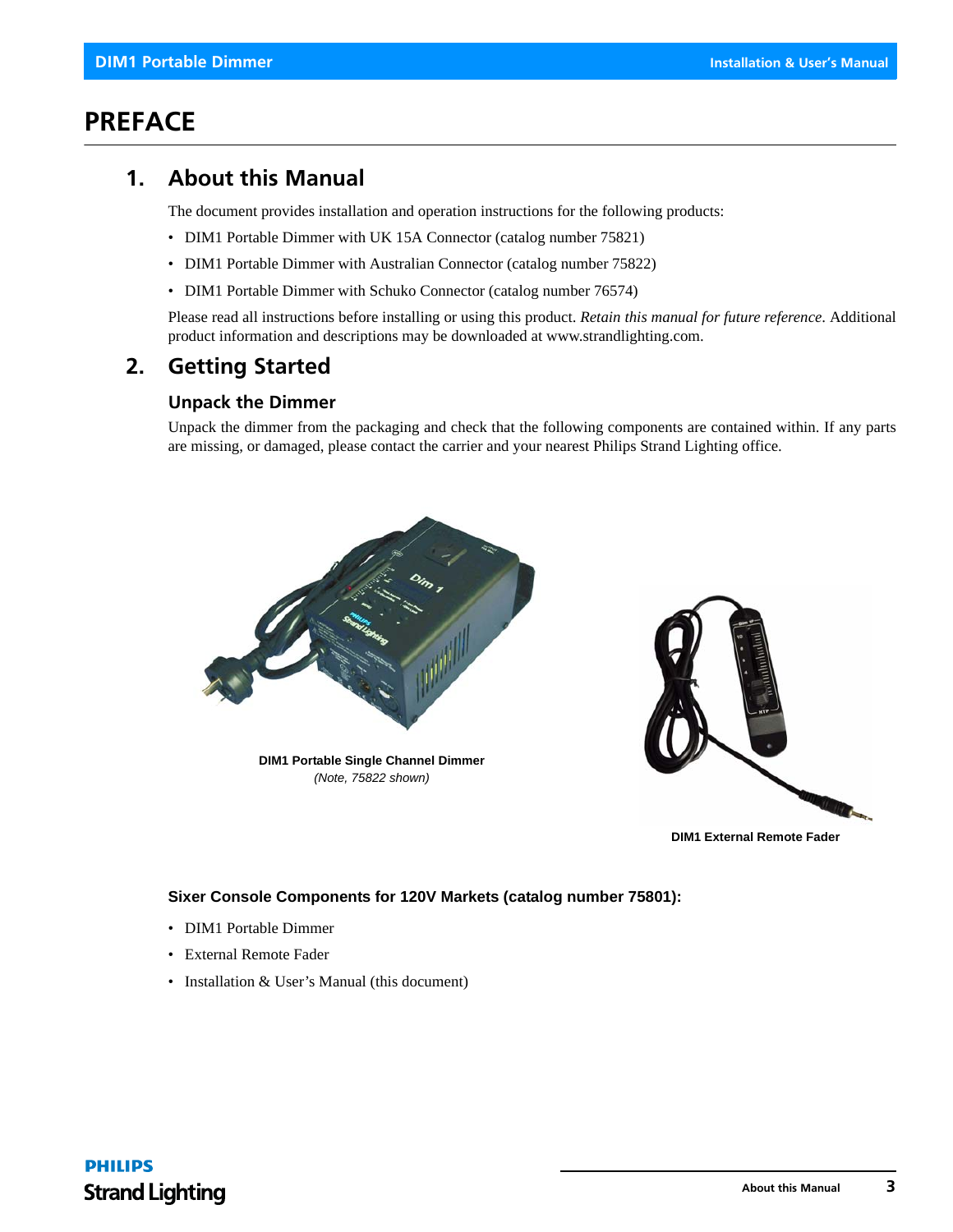# PREFACE

## 1. About this Manual

The document provides installation and operation instructions for the following products:

- DIM1 Portable Dimmer with UK 15A Connector (catalog number 75821)
- DIM1 Portable Dimmer with Australian Connector (catalog number 75822)
- DIM1 Portable Dimmer with Schuko Connector (catalog number 76574)

Please read all instructions before installing or using this product. *Retain this manual for future reference*. Additional product information and descriptions may be downloaded at www.strandlighting.com.

## 2. Getting Started

### Unpack the Dimmer

Unpack the dimmer from the packaging and check that the following components are contained within. If any parts are missing, or damaged, please contact the carrier and your nearest Philips Strand Lighting office.

**DIM1 Portable Single Channel Dimmer**
*(Note, 75822 shown)*

**DIM1 External Remote Fader**

**Sixer Console Components for 120V Markets (catalog number 75801):**

- DIM1 Portable Dimmer
- External Remote Fader
- Installation & User's Manual (this document)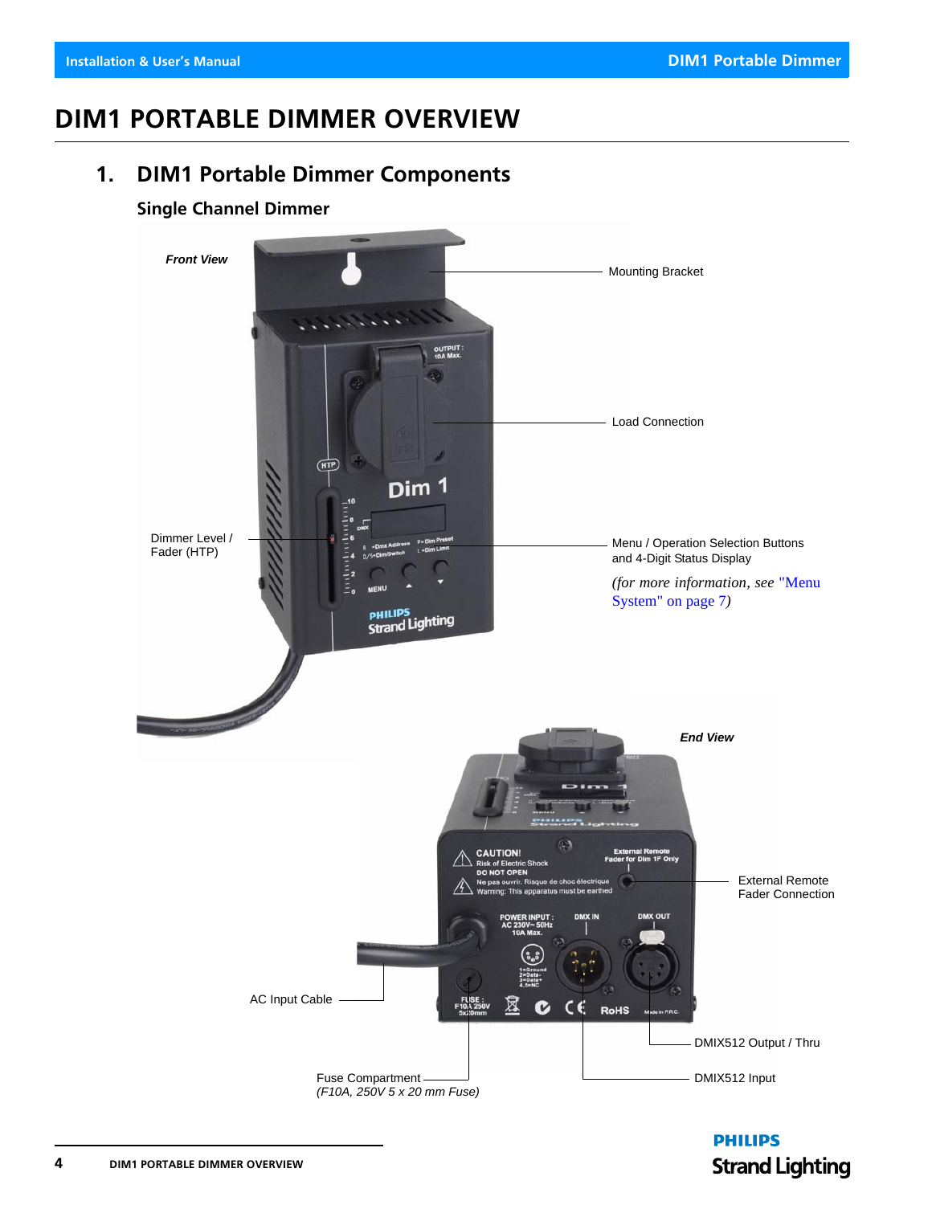# DIM1 PORTABLE DIMMER OVERVIEW

## 1. DIM1 Portable Dimmer Components

### Single Channel Dimmer

***Front View***

Mounting Bracket

Load Connection

Dimmer Level / Fader (HTP)

Menu / Operation Selection Buttons and 4-Digit Status Display

*(for more information, see "Menu System" on page 7)*

***End View***

External Remote Fader Connection

AC Input Cable

DMIX512 Output / Thru

Fuse Compartment
*(F10A, 250V 5 x 20 mm Fuse)*

DMIX512 Input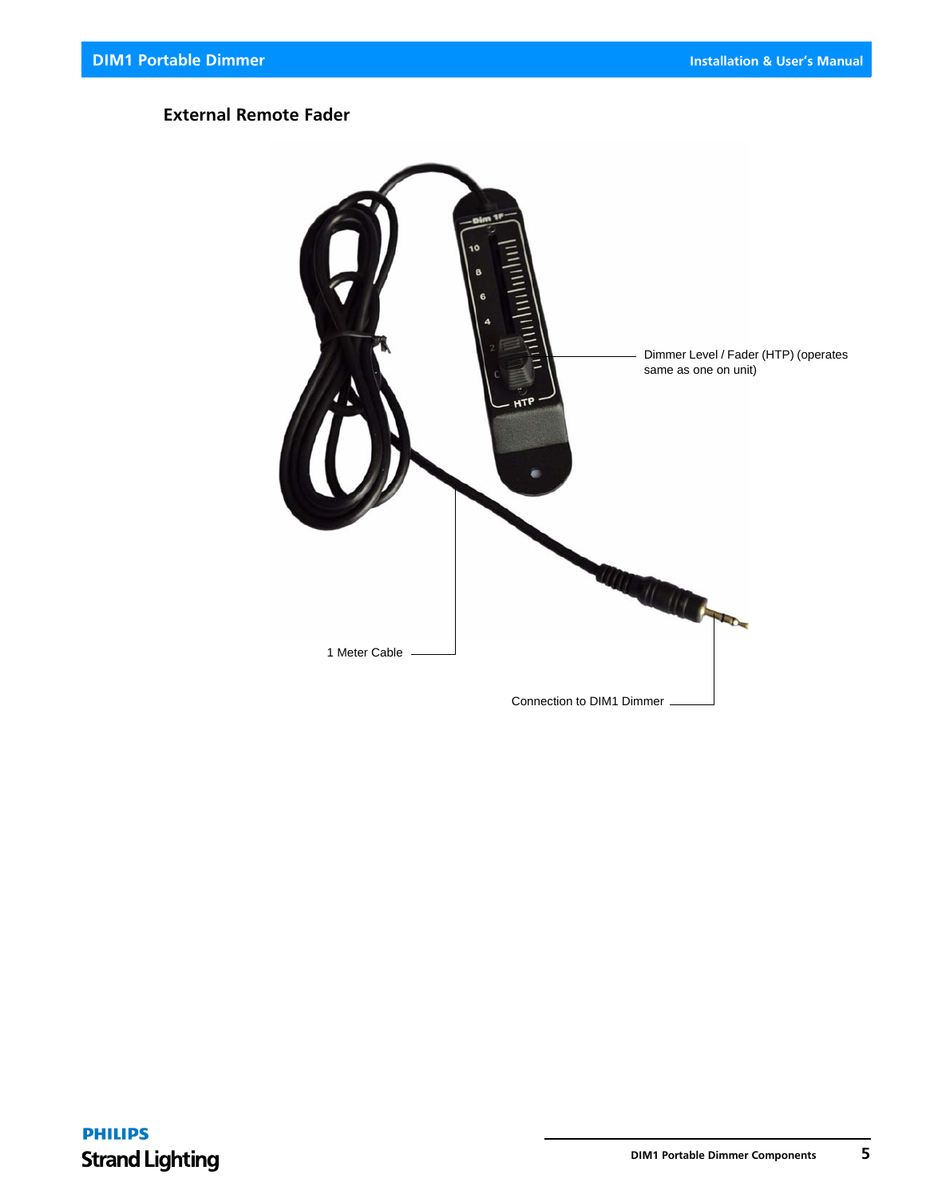## External Remote Fader

Dimmer Level / Fader (HTP) (operates same as one on unit)

1 Meter Cable

Connection to DIM1 Dimmer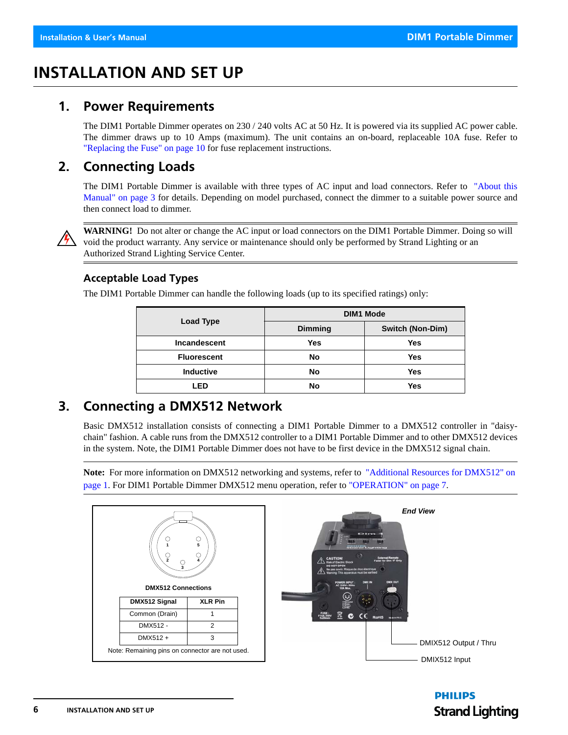# INSTALLATION AND SET UP

## 1. Power Requirements

The DIM1 Portable Dimmer operates on 230 / 240 volts AC at 50 Hz. It is powered via its supplied AC power cable. The dimmer draws up to 10 Amps (maximum). The unit contains an on-board, replaceable 10A fuse. Refer to "Replacing the Fuse" on page 10 for fuse replacement instructions.

## 2. Connecting Loads

The DIM1 Portable Dimmer is available with three types of AC input and load connectors. Refer to "About this Manual" on page 3 for details. Depending on model purchased, connect the dimmer to a suitable power source and then connect load to dimmer.

**WARNING!** Do not alter or change the AC input or load connectors on the DIM1 Portable Dimmer. Doing so will void the product warranty. Any service or maintenance should only be performed by Strand Lighting or an Authorized Strand Lighting Service Center.

### Acceptable Load Types

The DIM1 Portable Dimmer can handle the following loads (up to its specified ratings) only:

| Load Type | DIM1 Mode | |
|---|---|---|
| | Dimming | Switch (Non-Dim) |
| Incandescent | Yes | Yes |
| Fluorescent | No | Yes |
| Inductive | No | Yes |
| LED | No | Yes |

## 3. Connecting a DMX512 Network

Basic DMX512 installation consists of connecting a DIM1 Portable Dimmer to a DMX512 controller in "daisy-chain" fashion. A cable runs from the DMX512 controller to a DIM1 Portable Dimmer and to other DMX512 devices in the system. Note, the DIM1 Portable Dimmer does not have to be first device in the DMX512 signal chain.

**Note:** For more information on DMX512 networking and systems, refer to "Additional Resources for DMX512" on page 1. For DIM1 Portable Dimmer DMX512 menu operation, refer to "OPERATION" on page 7.

**DMX512 Connections**

| DMX512 Signal | XLR Pin |
|---|---|
| Common (Drain) | 1 |
| DMX512 - | 2 |
| DMX512 + | 3 |

Note: Remaining pins on connector are not used.

*End View*

DMIX512 Output / Thru

DMIX512 Input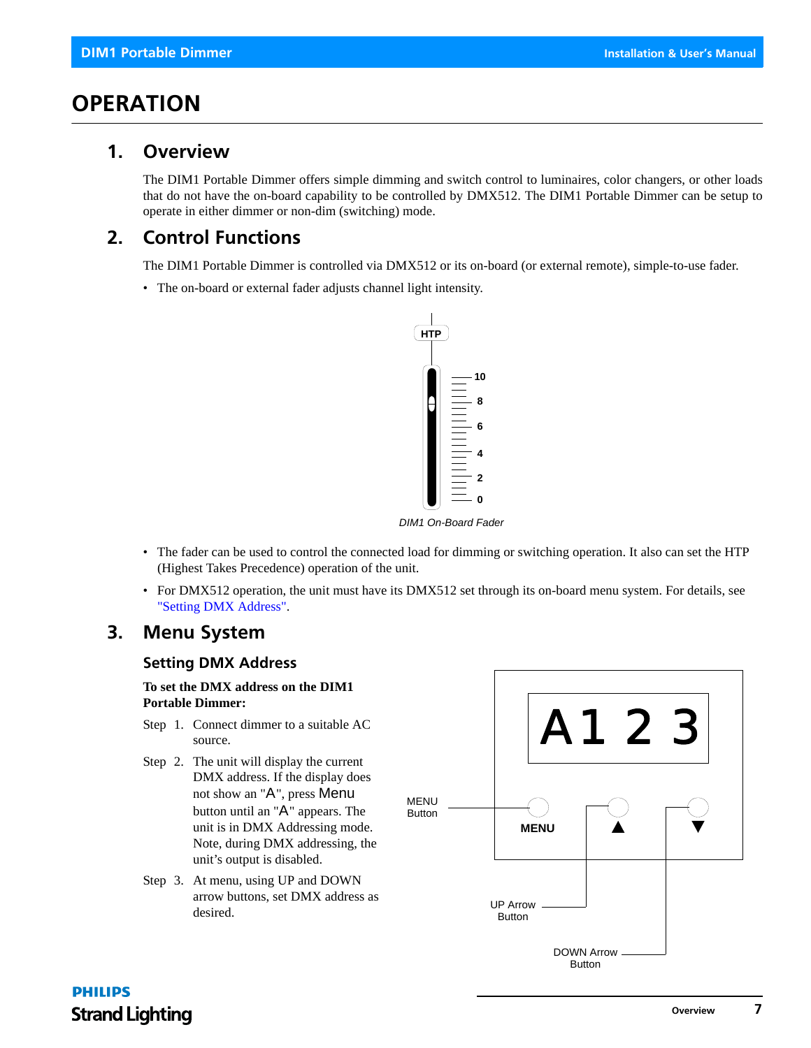# OPERATION

## 1. Overview

The DIM1 Portable Dimmer offers simple dimming and switch control to luminaires, color changers, or other loads that do not have the on-board capability to be controlled by DMX512. The DIM1 Portable Dimmer can be setup to operate in either dimmer or non-dim (switching) mode.

## 2. Control Functions

The DIM1 Portable Dimmer is controlled via DMX512 or its on-board (or external remote), simple-to-use fader.

- The on-board or external fader adjusts channel light intensity.

*DIM1 On-Board Fader*

- The fader can be used to control the connected load for dimming or switching operation. It also can set the HTP (Highest Takes Precedence) operation of the unit.
- For DMX512 operation, the unit must have its DMX512 set through its on-board menu system. For details, see "Setting DMX Address".

## 3. Menu System

### Setting DMX Address

**To set the DMX address on the DIM1 Portable Dimmer:**

Step 1. Connect dimmer to a suitable AC source.

Step 2. The unit will display the current DMX address. If the display does not show an "A", press Menu button until an "A" appears. The unit is in DMX Addressing mode. Note, during DMX addressing, the unit's output is disabled.

Step 3. At menu, using UP and DOWN arrow buttons, set DMX address as desired.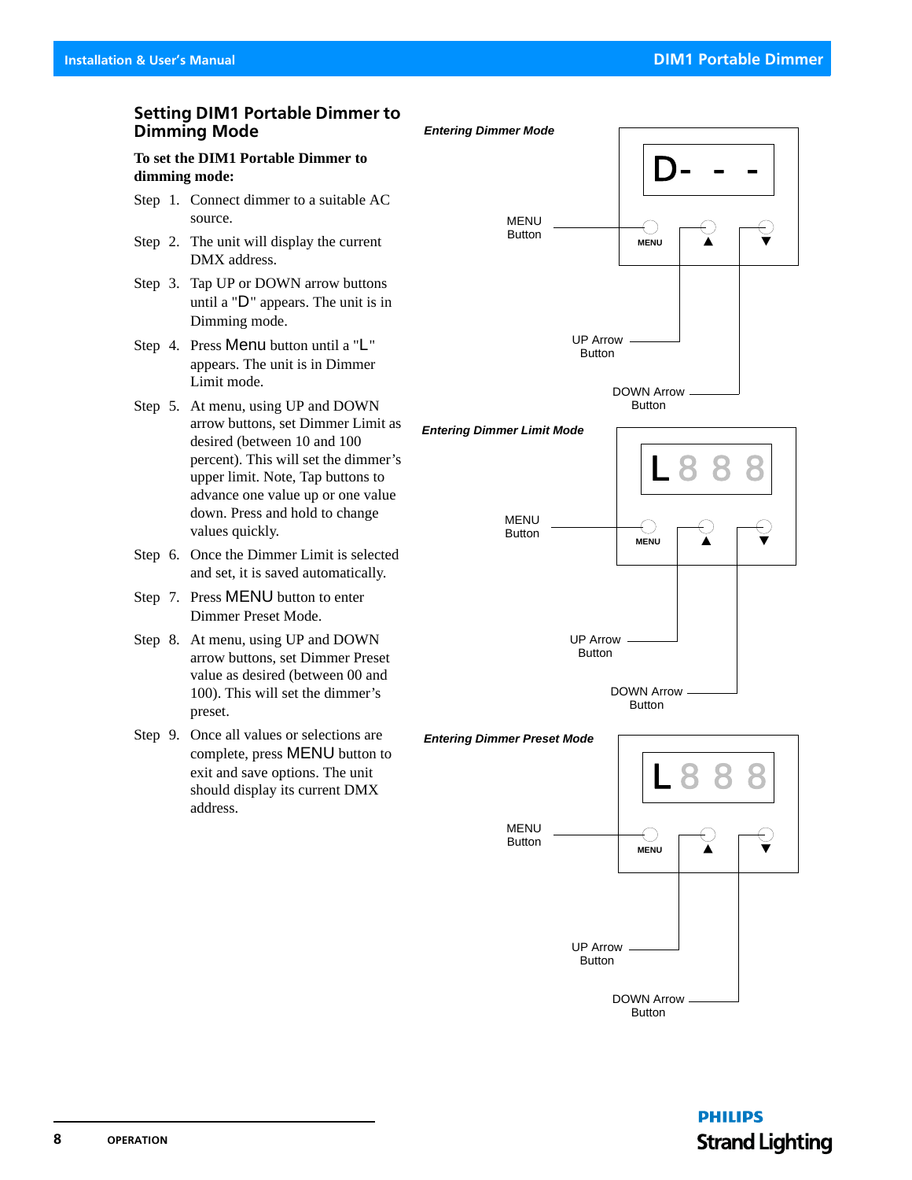## Setting DIM1 Portable Dimmer to Dimming Mode

**To set the DIM1 Portable Dimmer to dimming mode:**

Step 1. Connect dimmer to a suitable AC source.

Step 2. The unit will display the current DMX address.

Step 3. Tap UP or DOWN arrow buttons until a "D" appears. The unit is in Dimming mode.

Step 4. Press Menu button until a "L" appears. The unit is in Dimmer Limit mode.

Step 5. At menu, using UP and DOWN arrow buttons, set Dimmer Limit as desired (between 10 and 100 percent). This will set the dimmer's upper limit. Note, Tap buttons to advance one value up or one value down. Press and hold to change values quickly.

Step 6. Once the Dimmer Limit is selected and set, it is saved automatically.

Step 7. Press MENU button to enter Dimmer Preset Mode.

Step 8. At menu, using UP and DOWN arrow buttons, set Dimmer Preset value as desired (between 00 and 100). This will set the dimmer's preset.

Step 9. Once all values or selections are complete, press MENU button to exit and save options. The unit should display its current DMX address.

***Entering Dimmer Mode***

D- - -

MENU Button

UP Arrow Button

DOWN Arrow Button

***Entering Dimmer Limit Mode***

L 8 8 8

MENU Button

UP Arrow Button

DOWN Arrow Button

***Entering Dimmer Preset Mode***

L 8 8 8

MENU Button

UP Arrow Button

DOWN Arrow Button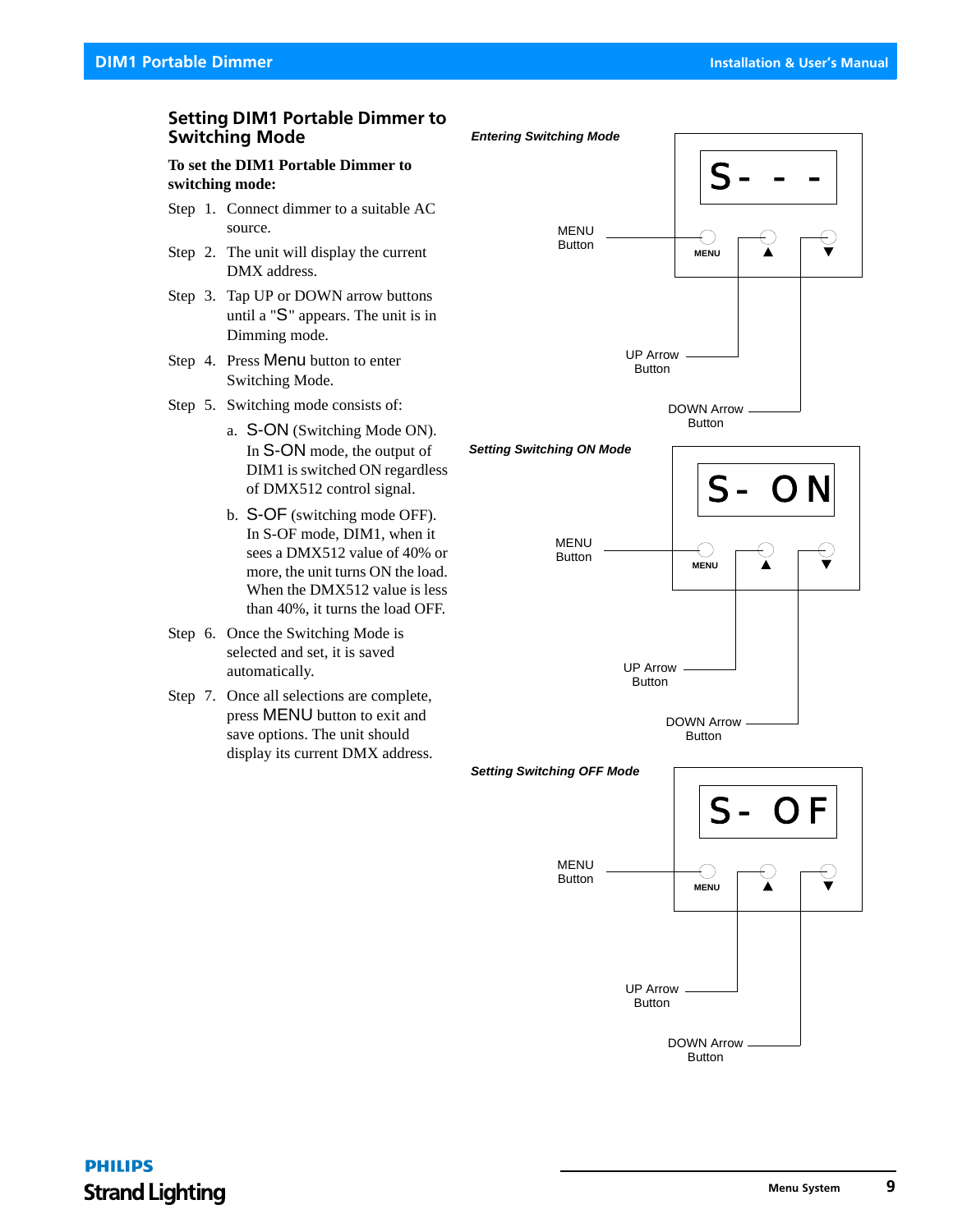## Setting DIM1 Portable Dimmer to Switching Mode

**To set the DIM1 Portable Dimmer to switching mode:**

Step 1. Connect dimmer to a suitable AC source.

Step 2. The unit will display the current DMX address.

Step 3. Tap UP or DOWN arrow buttons until a "S" appears. The unit is in Dimming mode.

Step 4. Press Menu button to enter Switching Mode.

Step 5. Switching mode consists of:

a. S-ON (Switching Mode ON). In S-ON mode, the output of DIM1 is switched ON regardless of DMX512 control signal.

b. S-OF (switching mode OFF). In S-OF mode, DIM1, when it sees a DMX512 value of 40% or more, the unit turns ON the load. When the DMX512 value is less than 40%, it turns the load OFF.

Step 6. Once the Switching Mode is selected and set, it is saved automatically.

Step 7. Once all selections are complete, press MENU button to exit and save options. The unit should display its current DMX address.

***Entering Switching Mode***

S- - -

MENU Button

MENU

▲

▼

UP Arrow Button

DOWN Arrow Button

***Setting Switching ON Mode***

S- ON

MENU Button

MENU

▲

▼

UP Arrow Button

DOWN Arrow Button

***Setting Switching OFF Mode***

S- OF

MENU Button

MENU

▲

▼

UP Arrow Button

DOWN Arrow Button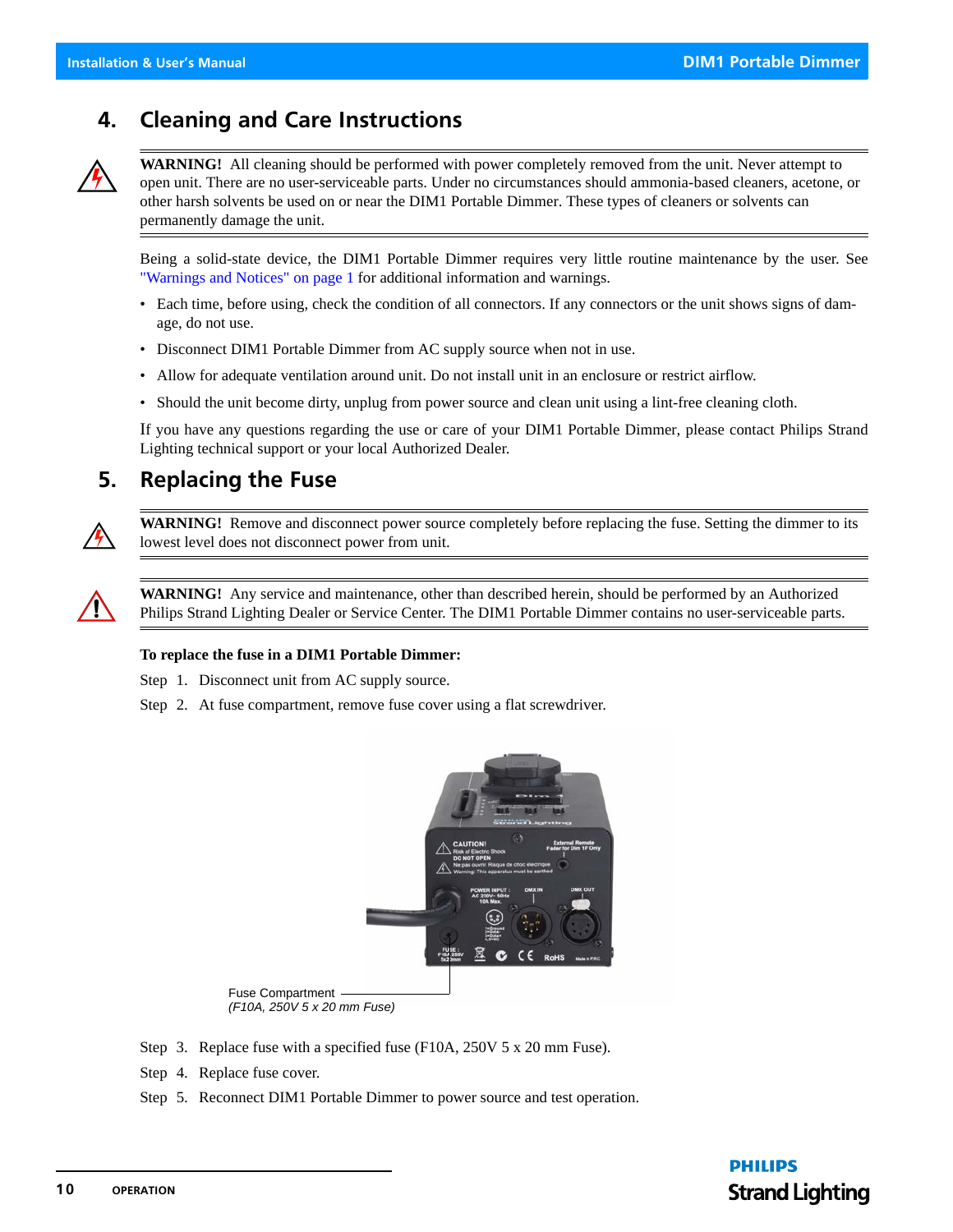## 4. Cleaning and Care Instructions

**WARNING!** All cleaning should be performed with power completely removed from the unit. Never attempt to open unit. There are no user-serviceable parts. Under no circumstances should ammonia-based cleaners, acetone, or other harsh solvents be used on or near the DIM1 Portable Dimmer. These types of cleaners or solvents can permanently damage the unit.

Being a solid-state device, the DIM1 Portable Dimmer requires very little routine maintenance by the user. See "Warnings and Notices" on page 1 for additional information and warnings.

- Each time, before using, check the condition of all connectors. If any connectors or the unit shows signs of damage, do not use.
- Disconnect DIM1 Portable Dimmer from AC supply source when not in use.
- Allow for adequate ventilation around unit. Do not install unit in an enclosure or restrict airflow.
- Should the unit become dirty, unplug from power source and clean unit using a lint-free cleaning cloth.

If you have any questions regarding the use or care of your DIM1 Portable Dimmer, please contact Philips Strand Lighting technical support or your local Authorized Dealer.

## 5. Replacing the Fuse

**WARNING!** Remove and disconnect power source completely before replacing the fuse. Setting the dimmer to its lowest level does not disconnect power from unit.

**WARNING!** Any service and maintenance, other than described herein, should be performed by an Authorized Philips Strand Lighting Dealer or Service Center. The DIM1 Portable Dimmer contains no user-serviceable parts.

**To replace the fuse in a DIM1 Portable Dimmer:**

Step 1. Disconnect unit from AC supply source.

Step 2. At fuse compartment, remove fuse cover using a flat screwdriver.

Fuse Compartment
*(F10A, 250V 5 x 20 mm Fuse)*

Step 3. Replace fuse with a specified fuse (F10A, 250V 5 x 20 mm Fuse).

Step 4. Replace fuse cover.

Step 5. Reconnect DIM1 Portable Dimmer to power source and test operation.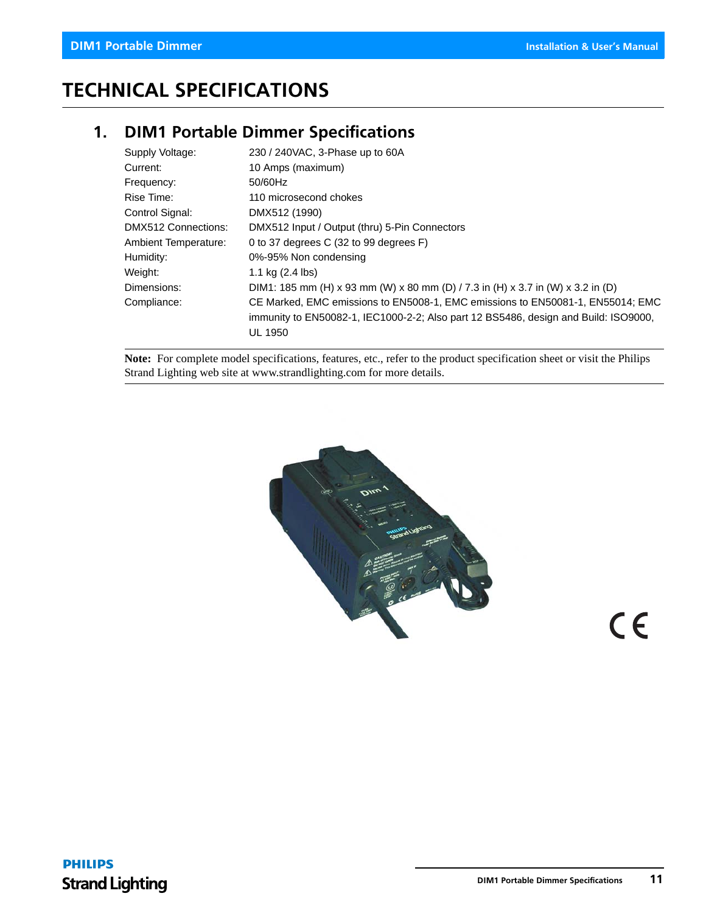# TECHNICAL SPECIFICATIONS

## 1. DIM1 Portable Dimmer Specifications

| | |
|---|---|
| Supply Voltage: | 230 / 240VAC, 3-Phase up to 60A |
| Current: | 10 Amps (maximum) |
| Frequency: | 50/60Hz |
| Rise Time: | 110 microsecond chokes |
| Control Signal: | DMX512 (1990) |
| DMX512 Connections: | DMX512 Input / Output (thru) 5-Pin Connectors |
| Ambient Temperature: | 0 to 37 degrees C (32 to 99 degrees F) |
| Humidity: | 0%-95% Non condensing |
| Weight: | 1.1 kg (2.4 lbs) |
| Dimensions: | DIM1: 185 mm (H) x 93 mm (W) x 80 mm (D) / 7.3 in (H) x 3.7 in (W) x 3.2 in (D) |
| Compliance: | CE Marked, EMC emissions to EN5008-1, EMC emissions to EN50081-1, EN55014; EMC immunity to EN50082-1, IEC1000-2-2; Also part 12 BS5486, design and Build: ISO9000, UL 1950 |

**Note:** For complete model specifications, features, etc., refer to the product specification sheet or visit the Philips Strand Lighting web site at www.strandlighting.com for more details.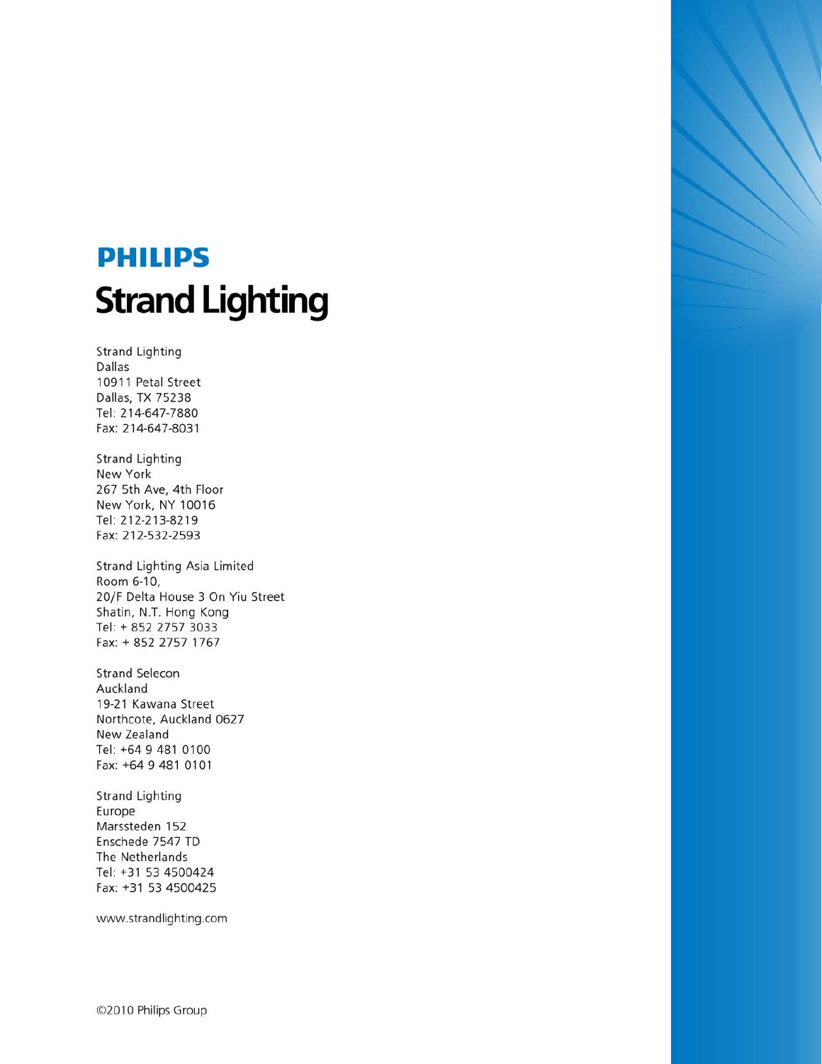**PHILIPS**

# Strand Lighting

Strand Lighting
Dallas
10911 Petal Street
Dallas, TX 75238
Tel: 214-647-7880
Fax: 214-647-8031

Strand Lighting
New York
267 5th Ave, 4th Floor
New York, NY 10016
Tel: 212-213-8219
Fax: 212-532-2593

Strand Lighting Asia Limited
Room 6-10,
20/F Delta House 3 On Yiu Street
Shatin, N.T. Hong Kong
Tel: + 852 2757 3033
Fax: + 852 2757 1767

Strand Selecon
Auckland
19-21 Kawana Street
Northcote, Auckland 0627
New Zealand
Tel: +64 9 481 0100
Fax: +64 9 481 0101

Strand Lighting
Europe
Marssteden 152
Enschede 7547 TD
The Netherlands
Tel: +31 53 4500424
Fax: +31 53 4500425

www.strandlighting.com

©2010 Philips Group